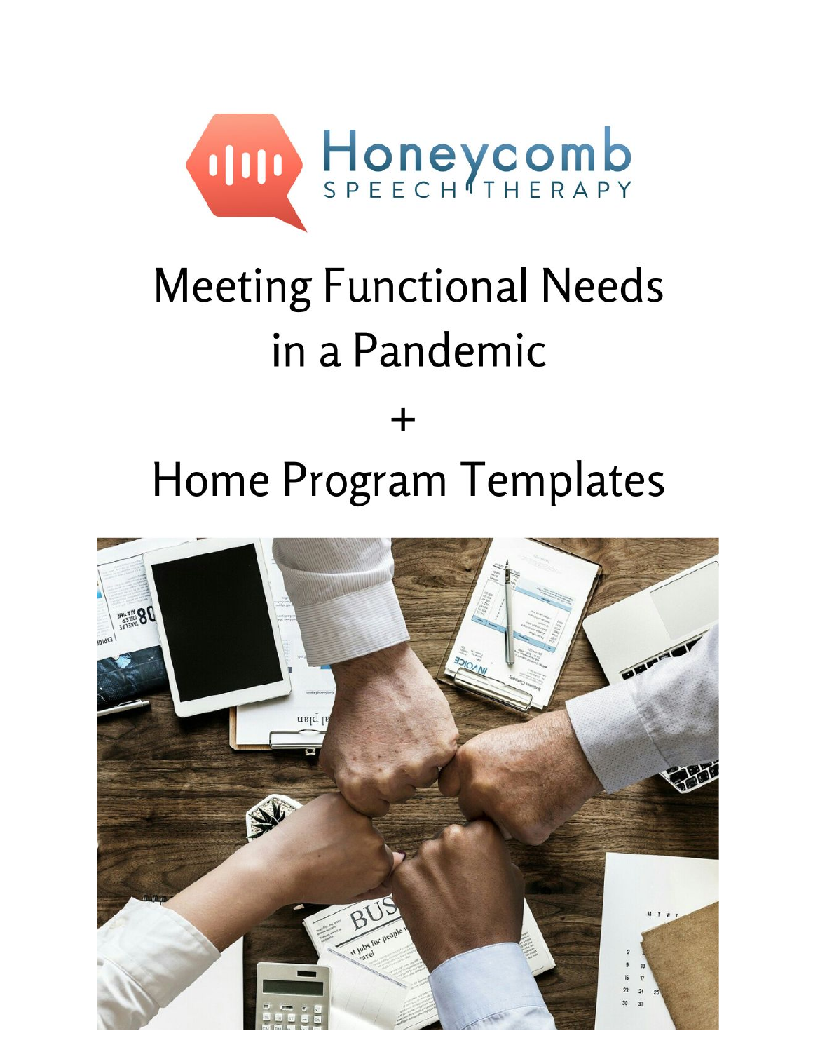Honeycomb

SPEECH THERAPY

# Meeting Functional Needs in a Pandemic

# +

# Home Program Templates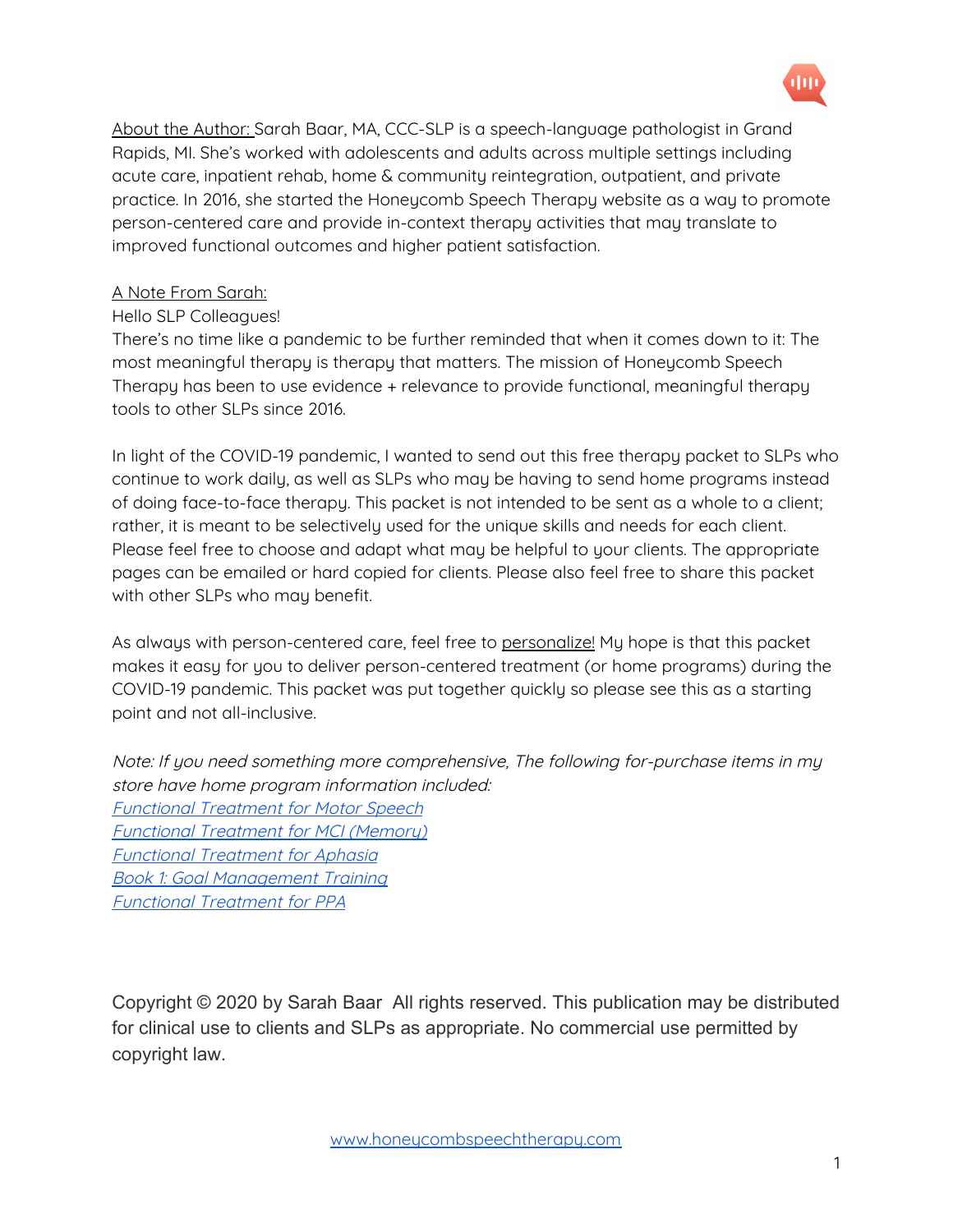About the Author: Sarah Baar, MA, CCC-SLP is a speech-language pathologist in Grand Rapids, MI. She's worked with adolescents and adults across multiple settings including acute care, inpatient rehab, home & community reintegration, outpatient, and private practice. In 2016, she started the Honeycomb Speech Therapy website as a way to promote person-centered care and provide in-context therapy activities that may translate to improved functional outcomes and higher patient satisfaction.

A Note From Sarah:

Hello SLP Colleagues!

There's no time like a pandemic to be further reminded that when it comes down to it: The most meaningful therapy is therapy that matters. The mission of Honeycomb Speech Therapy has been to use evidence + relevance to provide functional, meaningful therapy tools to other SLPs since 2016.

In light of the COVID-19 pandemic, I wanted to send out this free therapy packet to SLPs who continue to work daily, as well as SLPs who may be having to send home programs instead of doing face-to-face therapy. This packet is not intended to be sent as a whole to a client; rather, it is meant to be selectively used for the unique skills and needs for each client. Please feel free to choose and adapt what may be helpful to your clients. The appropriate pages can be emailed or hard copied for clients. Please also feel free to share this packet with other SLPs who may benefit.

As always with person-centered care, feel free to personalize! My hope is that this packet makes it easy for you to deliver person-centered treatment (or home programs) during the COVID-19 pandemic. This packet was put together quickly so please see this as a starting point and not all-inclusive.

*Note: If you need something more comprehensive, The following for-purchase items in my store have home program information included:*

*Functional Treatment for Motor Speech*

*Functional Treatment for MCI (Memory)*

*Functional Treatment for Aphasia*

*Book 1: Goal Management Training*

*Functional Treatment for PPA*

Copyright © 2020 by Sarah Baar All rights reserved. This publication may be distributed for clinical use to clients and SLPs as appropriate. No commercial use permitted by copyright law.

www.honeycombspeechtherapy.com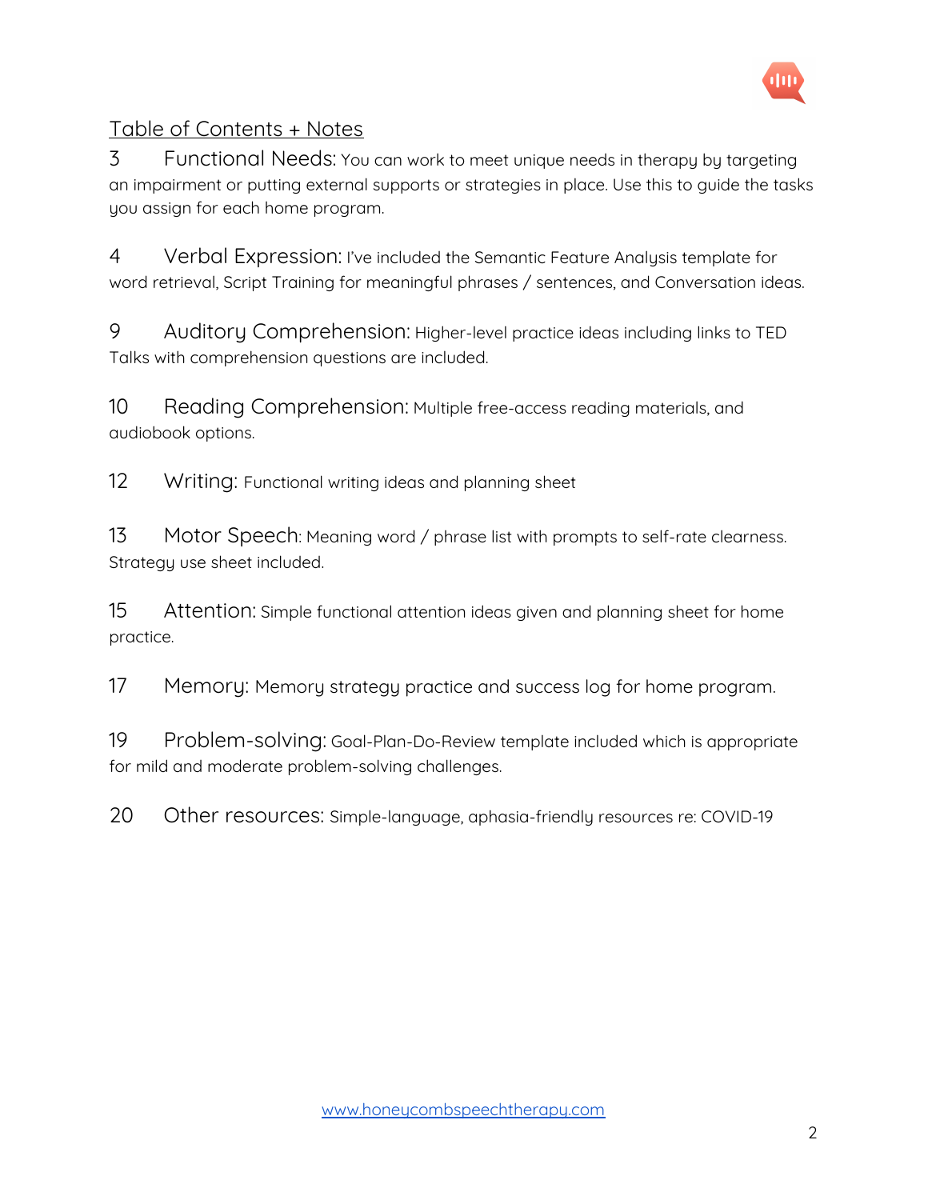## Table of Contents + Notes

3 **Functional Needs:** You can work to meet unique needs in therapy by targeting an impairment or putting external supports or strategies in place. Use this to guide the tasks you assign for each home program.

4 **Verbal Expression:** I've included the Semantic Feature Analysis template for word retrieval, Script Training for meaningful phrases / sentences, and Conversation ideas.

9 **Auditory Comprehension:** Higher-level practice ideas including links to TED Talks with comprehension questions are included.

10 **Reading Comprehension:** Multiple free-access reading materials, and audiobook options.

12 **Writing:** Functional writing ideas and planning sheet

13 **Motor Speech:** Meaning word / phrase list with prompts to self-rate clearness. Strategy use sheet included.

15 **Attention:** Simple functional attention ideas given and planning sheet for home practice.

17 **Memory:** Memory strategy practice and success log for home program.

19 **Problem-solving:** Goal-Plan-Do-Review template included which is appropriate for mild and moderate problem-solving challenges.

20 **Other resources:** Simple-language, aphasia-friendly resources re: COVID-19

www.honeycombspeechtherapy.com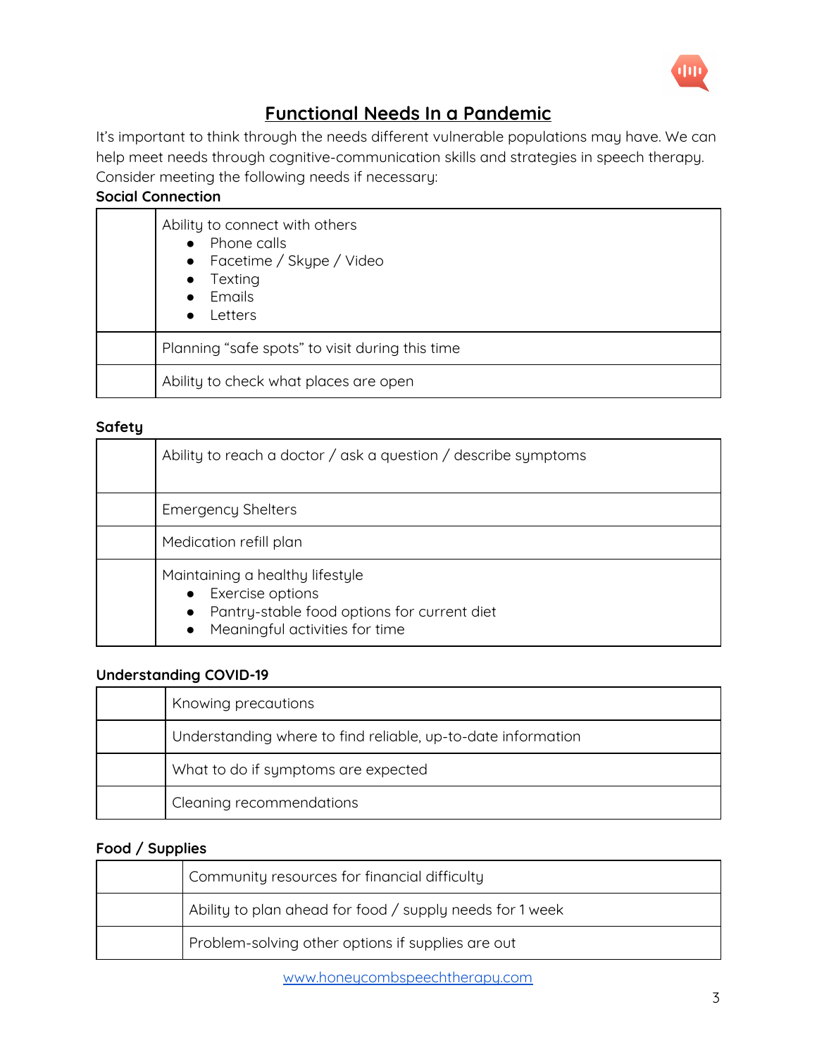# Functional Needs In a Pandemic

It's important to think through the needs different vulnerable populations may have. We can help meet needs through cognitive-communication skills and strategies in speech therapy. Consider meeting the following needs if necessary:

**Social Connection**

| | |
|---|---|
| | Ability to connect with others<br>• Phone calls<br>• Facetime / Skype / Video<br>• Texting<br>• Emails<br>• Letters |
| | Planning "safe spots" to visit during this time |
| | Ability to check what places are open |

**Safety**

| | |
|---|---|
| | Ability to reach a doctor / ask a question / describe symptoms |
| | Emergency Shelters |
| | Medication refill plan |
| | Maintaining a healthy lifestyle<br>• Exercise options<br>• Pantry-stable food options for current diet<br>• Meaningful activities for time |

**Understanding COVID-19**

| | |
|---|---|
| | Knowing precautions |
| | Understanding where to find reliable, up-to-date information |
| | What to do if symptoms are expected |
| | Cleaning recommendations |

**Food / Supplies**

| | |
|---|---|
| | Community resources for financial difficulty |
| | Ability to plan ahead for food / supply needs for 1 week |
| | Problem-solving other options if supplies are out |

www.honeycombspeechtherapy.com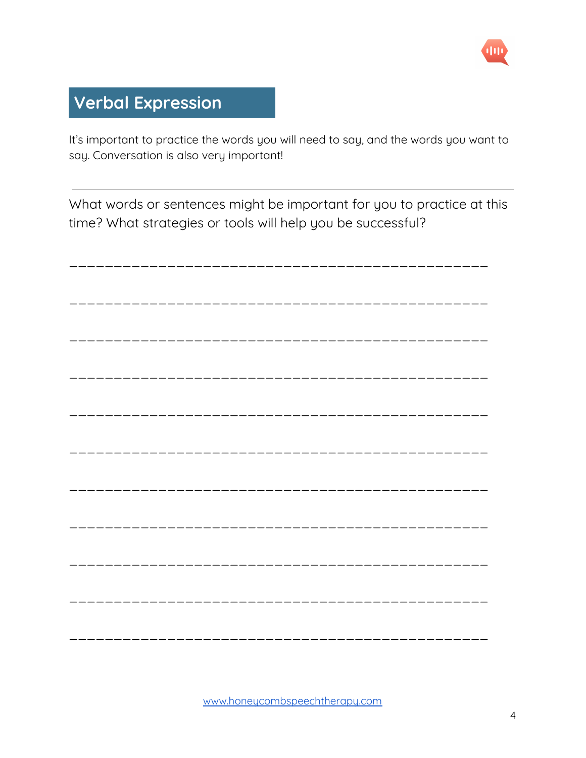## Verbal Expression

It's important to practice the words you will need to say, and the words you want to say. Conversation is also very important!

---

What words or sentences might be important for you to practice at this time? What strategies or tools will help you be successful?

_______________________________________________

_______________________________________________

_______________________________________________

_______________________________________________

_______________________________________________

_______________________________________________

_______________________________________________

_______________________________________________

_______________________________________________

_______________________________________________

_______________________________________________

www.honeycombspeechtherapy.com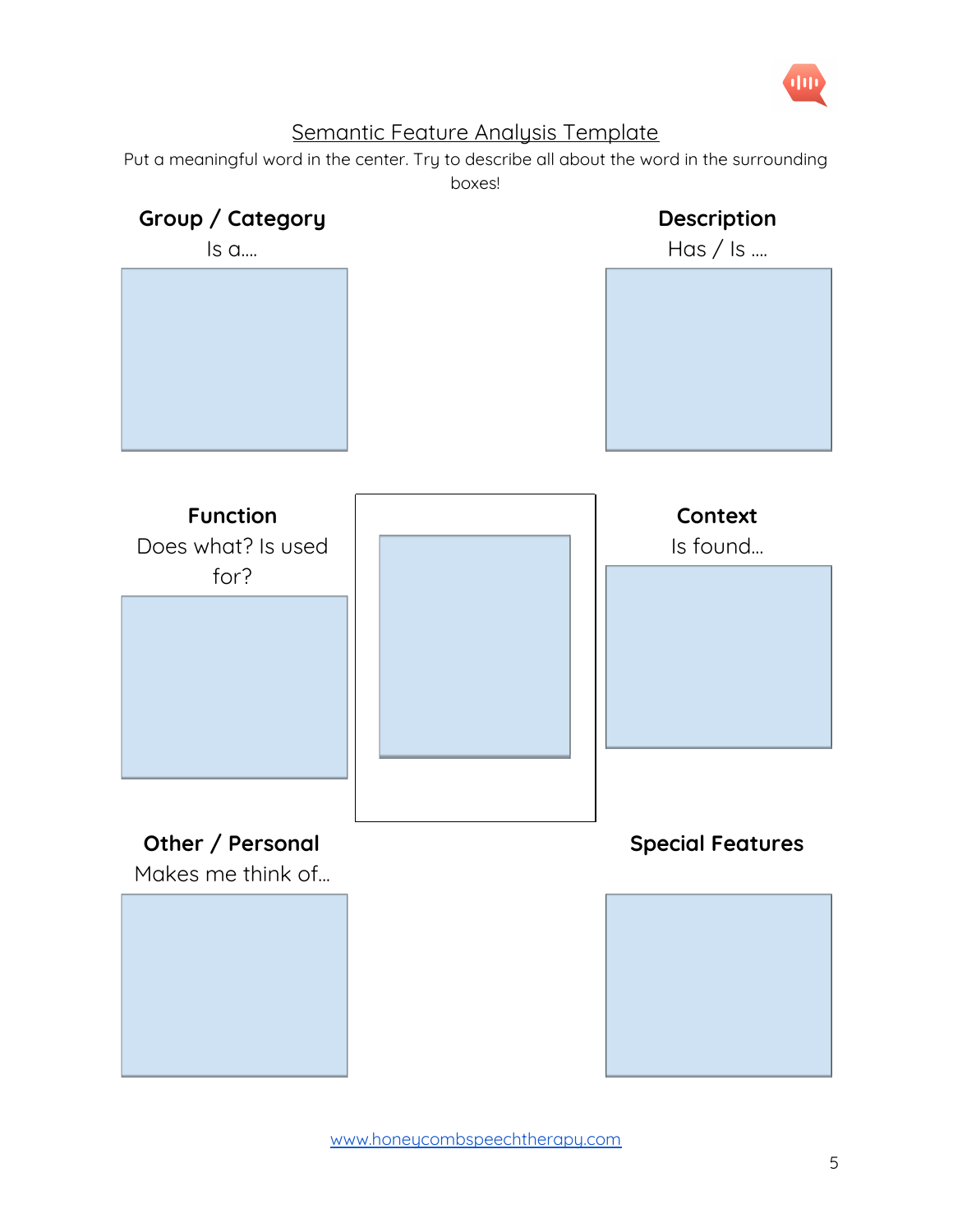# Semantic Feature Analysis Template

Put a meaningful word in the center. Try to describe all about the word in the surrounding boxes!

**Group / Category**

Is a....

**Description**

Has / Is ....

**Function**

Does what? Is used for?

**Context**

Is found...

**Other / Personal**

Makes me think of...

**Special Features**

www.honeycombspeechtherapy.com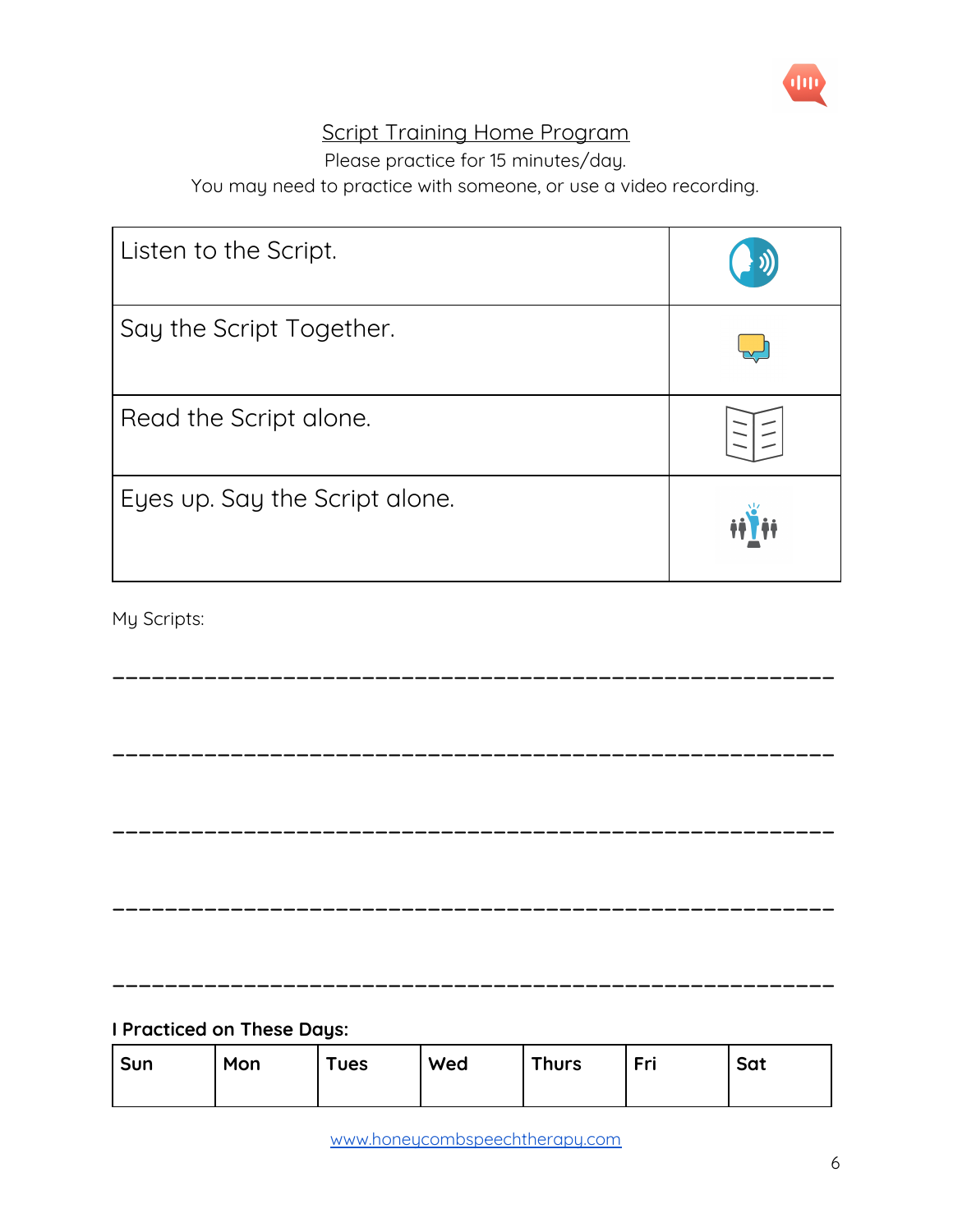## Script Training Home Program

Please practice for 15 minutes/day.

You may need to practice with someone, or use a video recording.

| | |
|---|---|
| Listen to the Script. | |
| Say the Script Together. | |
| Read the Script alone. | |
| Eyes up. Say the Script alone. | |

My Scripts:

\_\_\_\_\_\_\_\_\_\_\_\_\_\_\_\_\_\_\_\_\_\_\_\_\_\_\_\_\_\_\_\_\_\_\_\_\_\_\_\_\_\_\_\_\_\_\_\_\_\_\_\_

\_\_\_\_\_\_\_\_\_\_\_\_\_\_\_\_\_\_\_\_\_\_\_\_\_\_\_\_\_\_\_\_\_\_\_\_\_\_\_\_\_\_\_\_\_\_\_\_\_\_\_\_

\_\_\_\_\_\_\_\_\_\_\_\_\_\_\_\_\_\_\_\_\_\_\_\_\_\_\_\_\_\_\_\_\_\_\_\_\_\_\_\_\_\_\_\_\_\_\_\_\_\_\_\_

\_\_\_\_\_\_\_\_\_\_\_\_\_\_\_\_\_\_\_\_\_\_\_\_\_\_\_\_\_\_\_\_\_\_\_\_\_\_\_\_\_\_\_\_\_\_\_\_\_\_\_\_

\_\_\_\_\_\_\_\_\_\_\_\_\_\_\_\_\_\_\_\_\_\_\_\_\_\_\_\_\_\_\_\_\_\_\_\_\_\_\_\_\_\_\_\_\_\_\_\_\_\_\_\_

**I Practiced on These Days:**

| Sun | Mon | Tues | Wed | Thurs | Fri | Sat |
|---|---|---|---|---|---|---|
| | | | | | | |

www.honeycombspeechtherapy.com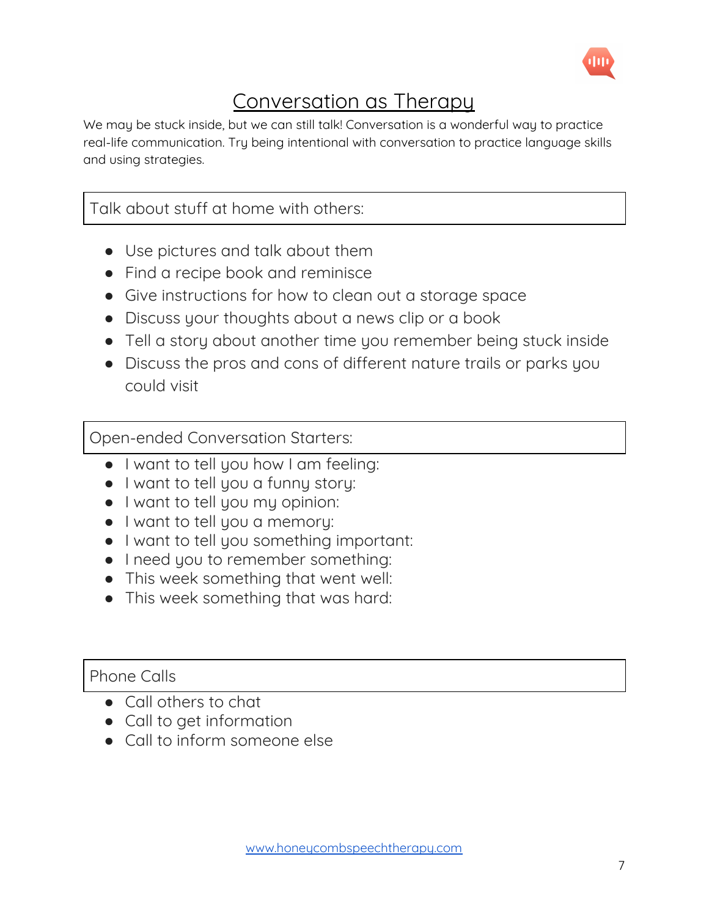# Conversation as Therapy

We may be stuck inside, but we can still talk! Conversation is a wonderful way to practice real-life communication. Try being intentional with conversation to practice language skills and using strategies.

## Talk about stuff at home with others:

- Use pictures and talk about them
- Find a recipe book and reminisce
- Give instructions for how to clean out a storage space
- Discuss your thoughts about a news clip or a book
- Tell a story about another time you remember being stuck inside
- Discuss the pros and cons of different nature trails or parks you could visit

## Open-ended Conversation Starters:

- I want to tell you how I am feeling:
- I want to tell you a funny story:
- I want to tell you my opinion:
- I want to tell you a memory:
- I want to tell you something important:
- I need you to remember something:
- This week something that went well:
- This week something that was hard:

## Phone Calls

- Call others to chat
- Call to get information
- Call to inform someone else

www.honeycombspeechtherapy.com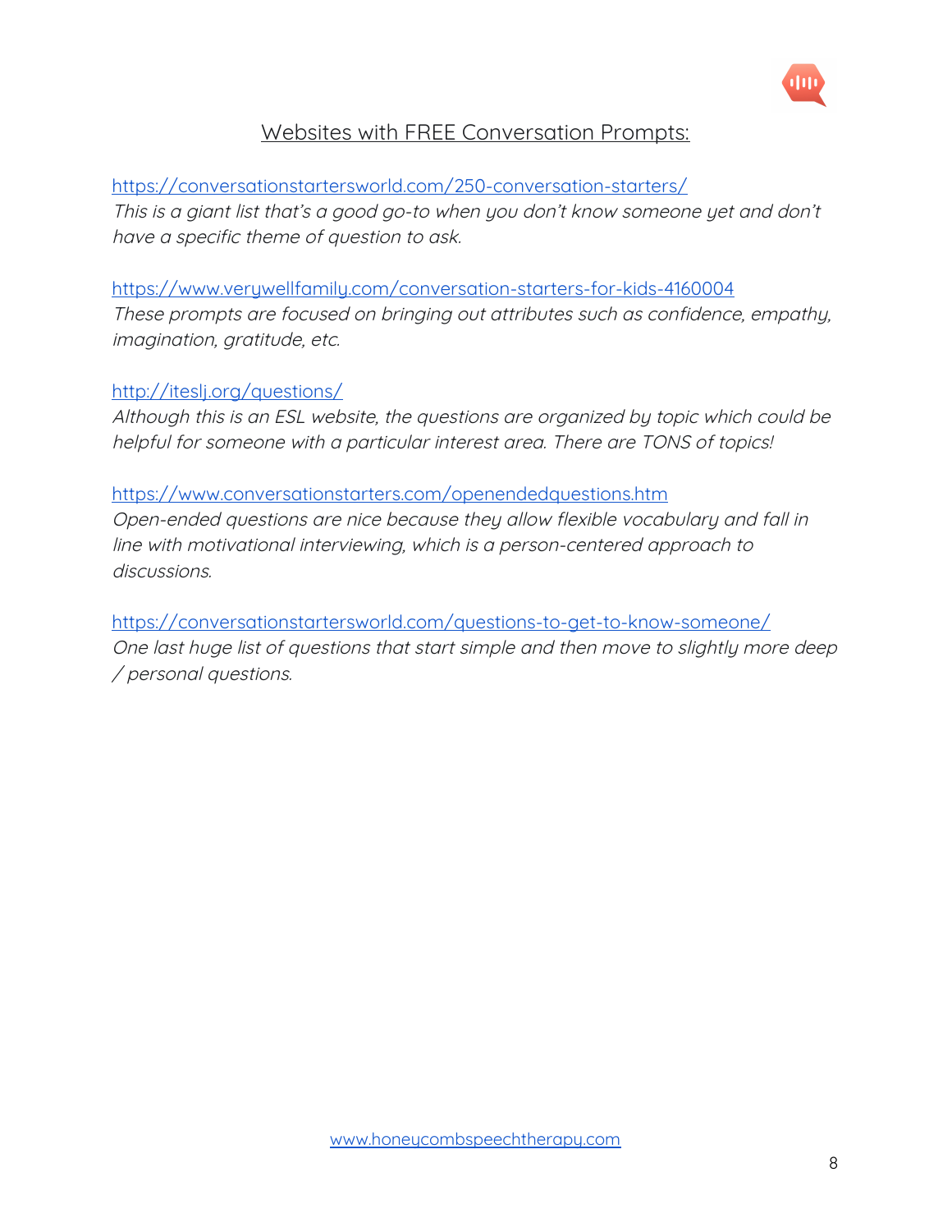## Websites with FREE Conversation Prompts:

https://conversationstartersworld.com/250-conversation-starters/
*This is a giant list that's a good go-to when you don't know someone yet and don't have a specific theme of question to ask.*

https://www.verywellfamily.com/conversation-starters-for-kids-4160004
*These prompts are focused on bringing out attributes such as confidence, empathy, imagination, gratitude, etc.*

http://iteslj.org/questions/
*Although this is an ESL website, the questions are organized by topic which could be helpful for someone with a particular interest area. There are TONS of topics!*

https://www.conversationstarters.com/openendedquestions.htm
*Open-ended questions are nice because they allow flexible vocabulary and fall in line with motivational interviewing, which is a person-centered approach to discussions.*

https://conversationstartersworld.com/questions-to-get-to-know-someone/
*One last huge list of questions that start simple and then move to slightly more deep / personal questions.*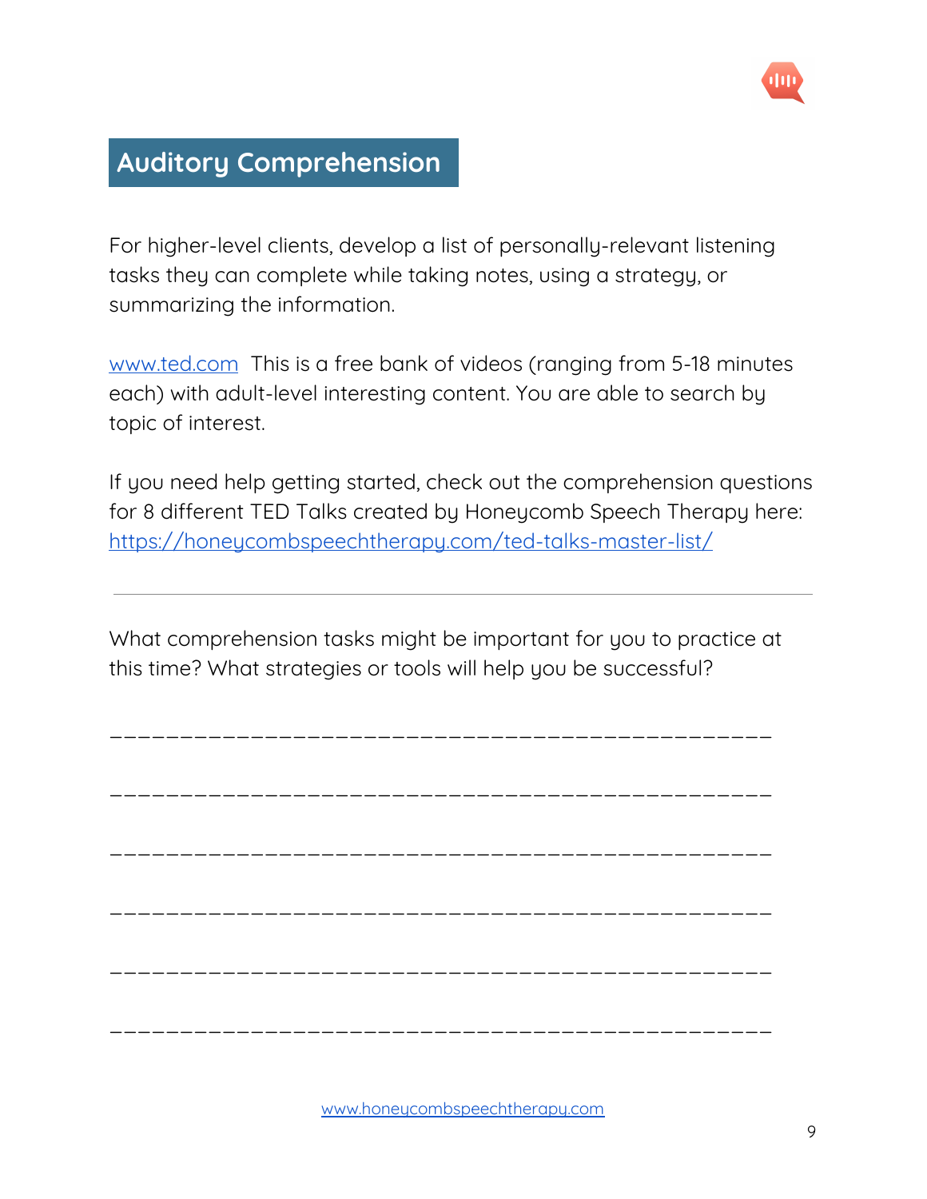## Auditory Comprehension

For higher-level clients, develop a list of personally-relevant listening tasks they can complete while taking notes, using a strategy, or summarizing the information.

[www.ted.com](http://www.ted.com) This is a free bank of videos (ranging from 5-18 minutes each) with adult-level interesting content. You are able to search by topic of interest.

If you need help getting started, check out the comprehension questions for 8 different TED Talks created by Honeycomb Speech Therapy here: [https://honeycombspeechtherapy.com/ted-talks-master-list/](https://honeycombspeechtherapy.com/ted-talks-master-list/)

---

What comprehension tasks might be important for you to practice at this time? What strategies or tools will help you be successful?

_______________________________________________

_______________________________________________

_______________________________________________

_______________________________________________

_______________________________________________

_______________________________________________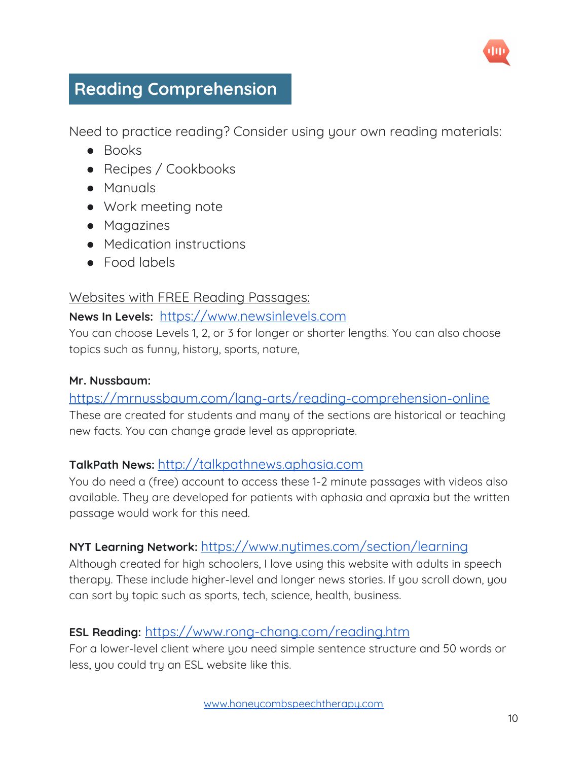# Reading Comprehension

Need to practice reading? Consider using your own reading materials:

- Books
- Recipes / Cookbooks
- Manuals
- Work meeting note
- Magazines
- Medication instructions
- Food labels

Websites with FREE Reading Passages:

**News In Levels:** https://www.newsinlevels.com

You can choose Levels 1, 2, or 3 for longer or shorter lengths. You can also choose topics such as funny, history, sports, nature,

**Mr. Nussbaum:**

https://mrnussbaum.com/lang-arts/reading-comprehension-online

These are created for students and many of the sections are historical or teaching new facts. You can change grade level as appropriate.

**TalkPath News:** http://talkpathnews.aphasia.com

You do need a (free) account to access these 1-2 minute passages with videos also available. They are developed for patients with aphasia and apraxia but the written passage would work for this need.

**NYT Learning Network:** https://www.nytimes.com/section/learning

Although created for high schoolers, I love using this website with adults in speech therapy. These include higher-level and longer news stories. If you scroll down, you can sort by topic such as sports, tech, science, health, business.

**ESL Reading:** https://www.rong-chang.com/reading.htm

For a lower-level client where you need simple sentence structure and 50 words or less, you could try an ESL website like this.

www.honeycombspeechtherapy.com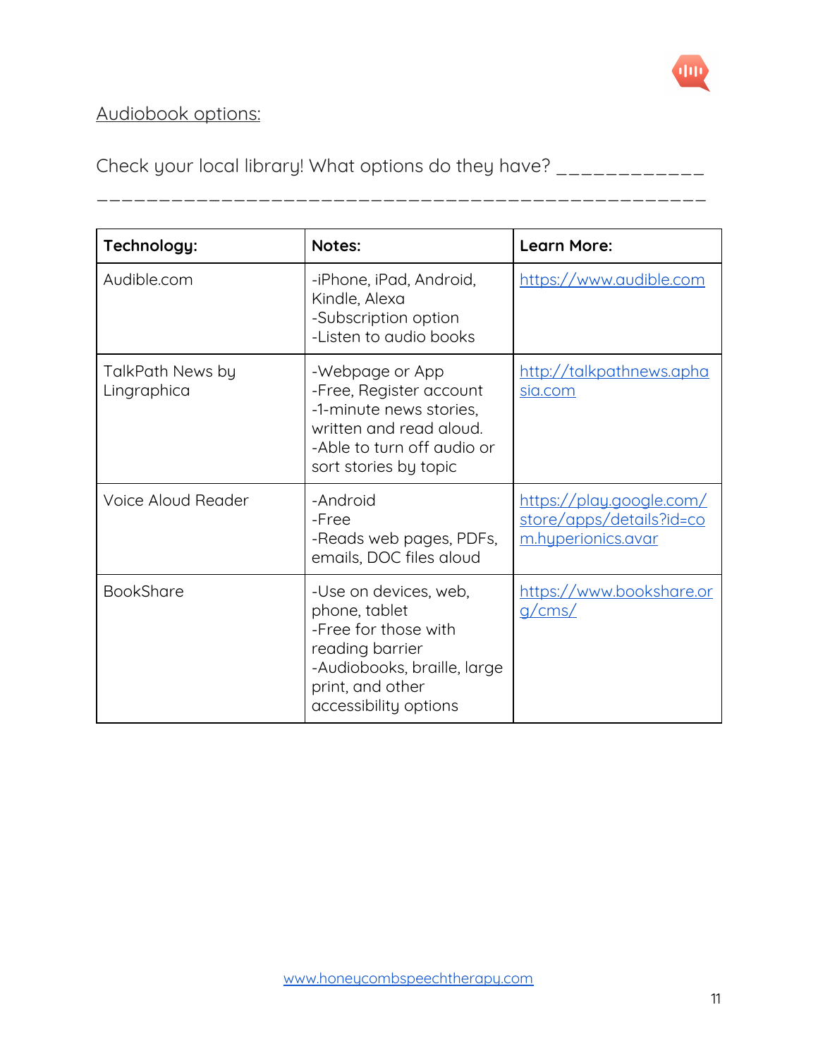Audiobook options:

Check your local library! What options do they have? ____________
_______________________________________________

| Technology: | Notes: | Learn More: |
|---|---|---|
| Audible.com | -iPhone, iPad, Android, Kindle, Alexa<br>-Subscription option<br>-Listen to audio books | https://www.audible.com |
| TalkPath News by Lingraphica | -Webpage or App<br>-Free, Register account<br>-1-minute news stories, written and read aloud.<br>-Able to turn off audio or sort stories by topic | http://talkpathnews.aphasia.com |
| Voice Aloud Reader | -Android<br>-Free<br>-Reads web pages, PDFs, emails, DOC files aloud | https://play.google.com/store/apps/details?id=com.hyperionics.avar |
| BookShare | -Use on devices, web, phone, tablet<br>-Free for those with reading barrier<br>-Audiobooks, braille, large print, and other accessibility options | https://www.bookshare.org/cms/ |

www.honeycombspeechtherapy.com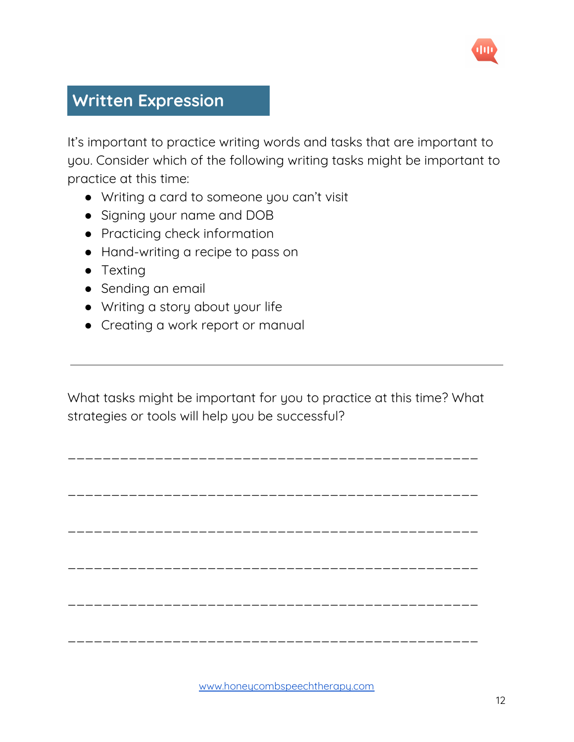## Written Expression

It's important to practice writing words and tasks that are important to you. Consider which of the following writing tasks might be important to practice at this time:

- Writing a card to someone you can't visit
- Signing your name and DOB
- Practicing check information
- Hand-writing a recipe to pass on
- Texting
- Sending an email
- Writing a story about your life
- Creating a work report or manual

---

What tasks might be important for you to practice at this time? What strategies or tools will help you be successful?

_______________________________________________

_______________________________________________

_______________________________________________

_______________________________________________

_______________________________________________

_______________________________________________

www.honeycombspeechtherapy.com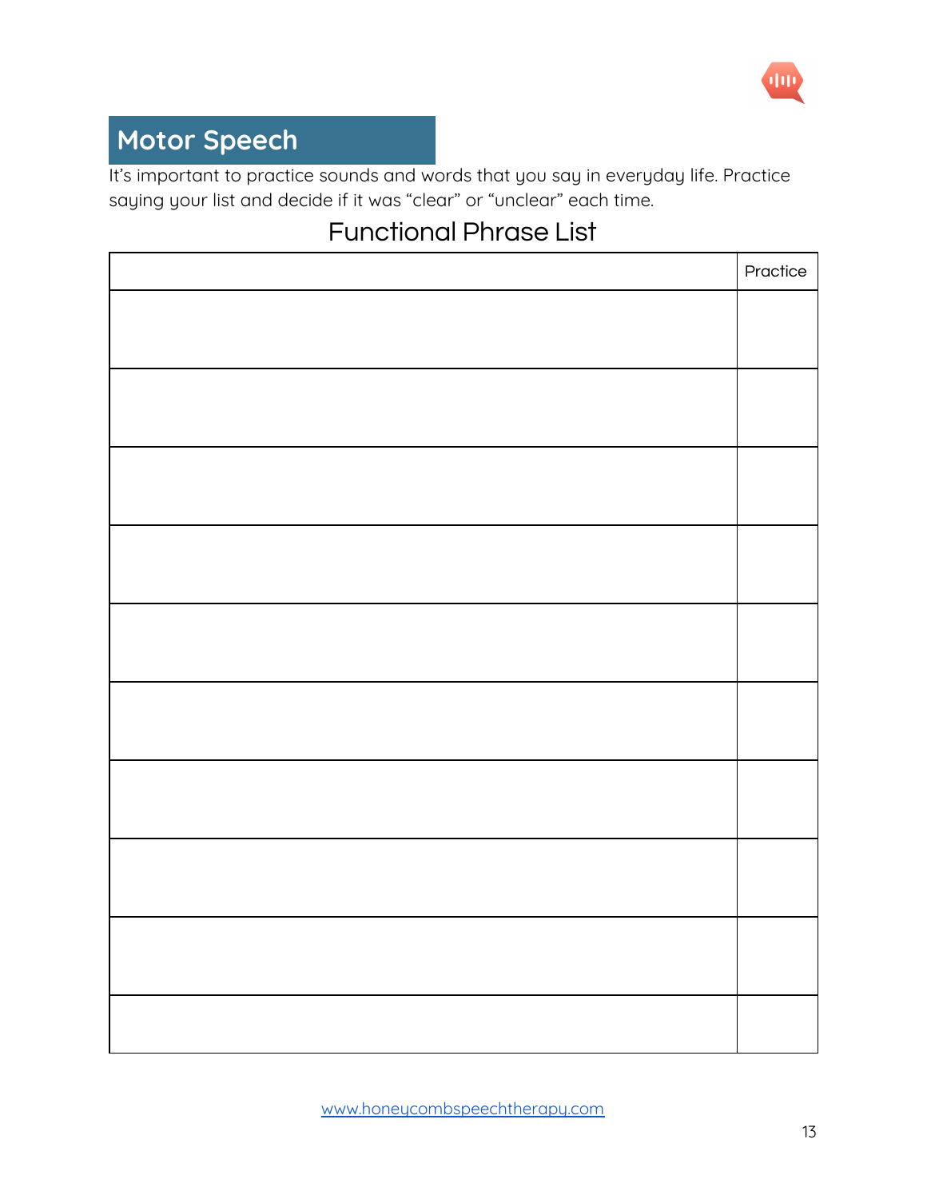# Motor Speech

It's important to practice sounds and words that you say in everyday life. Practice saying your list and decide if it was "clear" or "unclear" each time.

## Functional Phrase List

| | Practice |
|---|---|
| | |
| | |
| | |
| | |
| | |
| | |
| | |
| | |
| | |
| | |

www.honeycombspeechtherapy.com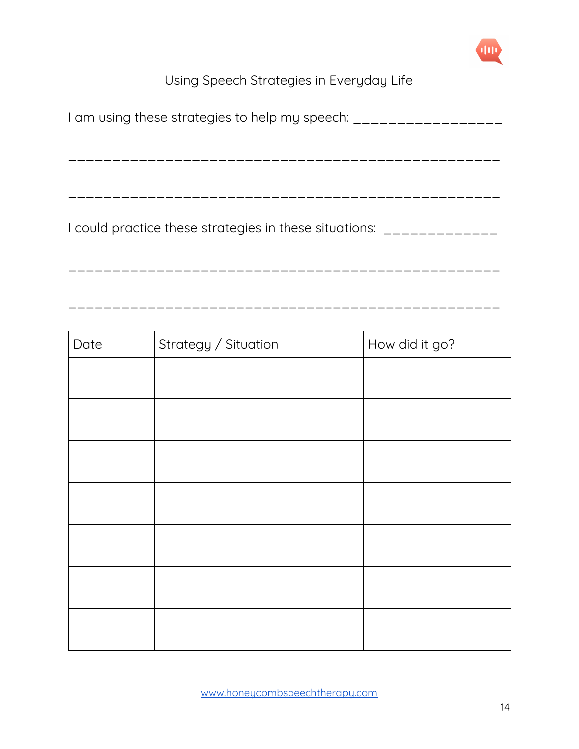# Using Speech Strategies in Everyday Life

I am using these strategies to help my speech: ___________________

_______________________________________________________

_______________________________________________________

I could practice these strategies in these situations: ______________

_______________________________________________________

_______________________________________________________

| Date | Strategy / Situation | How did it go? |
|---|---|---|
| | | |
| | | |
| | | |
| | | |
| | | |
| | | |
| | | |

www.honeycombspeechtherapy.com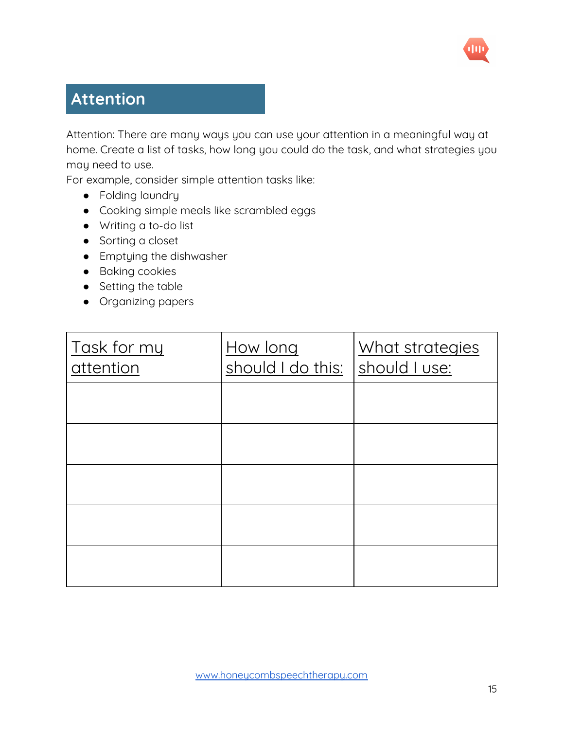# Attention

Attention: There are many ways you can use your attention in a meaningful way at home. Create a list of tasks, how long you could do the task, and what strategies you may need to use.

For example, consider simple attention tasks like:

- Folding laundry
- Cooking simple meals like scrambled eggs
- Writing a to-do list
- Sorting a closet
- Emptying the dishwasher
- Baking cookies
- Setting the table
- Organizing papers

| Task for my attention | How long should I do this: | What strategies should I use: |
|---|---|---|
| | | |
| | | |
| | | |
| | | |
| | | |

www.honeycombspeechtherapy.com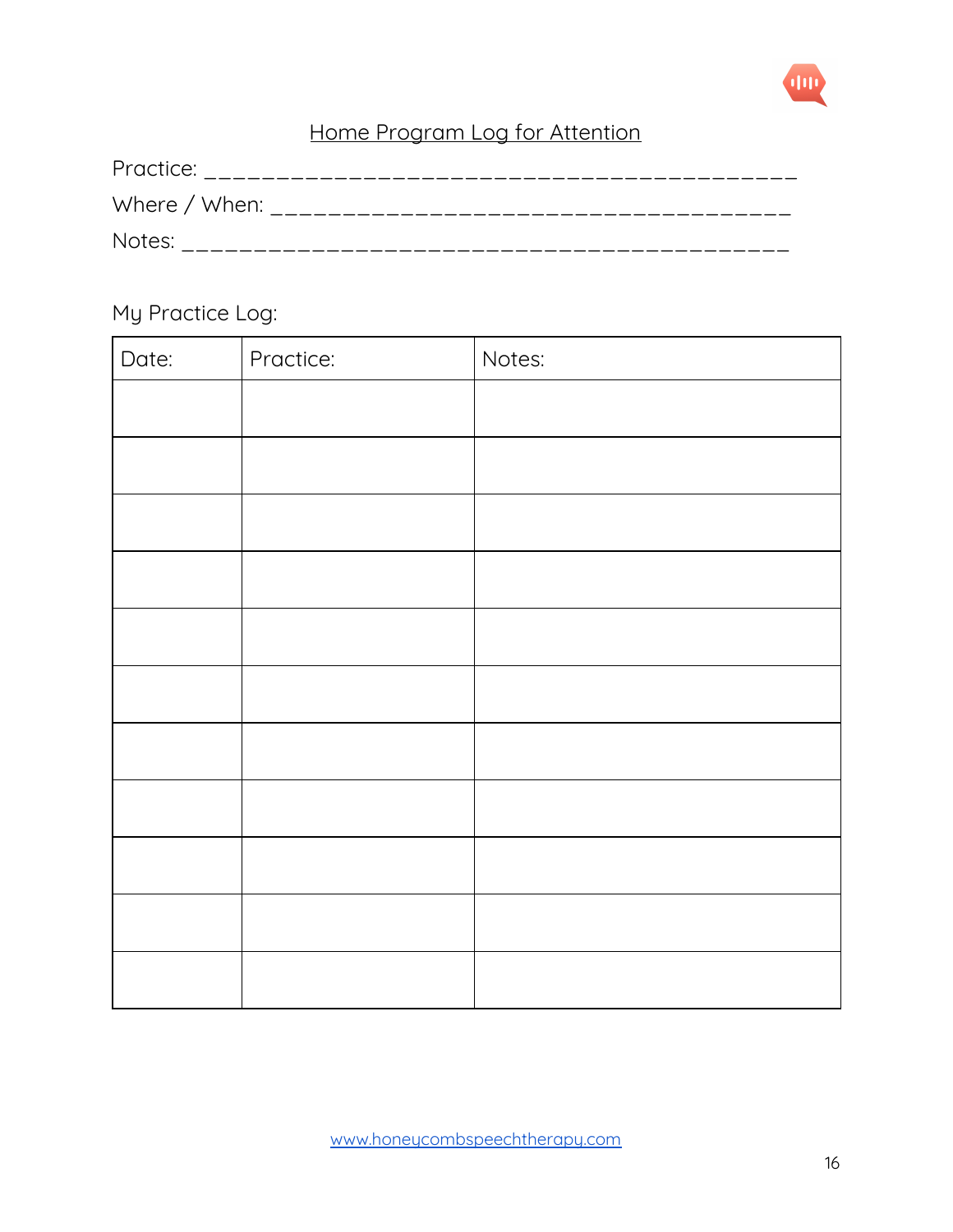# Home Program Log for Attention

Practice: _____________________________________________

Where / When: _____________________________________

Notes: ______________________________________________

My Practice Log:

| Date: | Practice: | Notes: |
| --- | --- | --- |
| | | |
| | | |
| | | |
| | | |
| | | |
| | | |
| | | |
| | | |
| | | |
| | | |
| | | |

www.honeycombspeechtherapy.com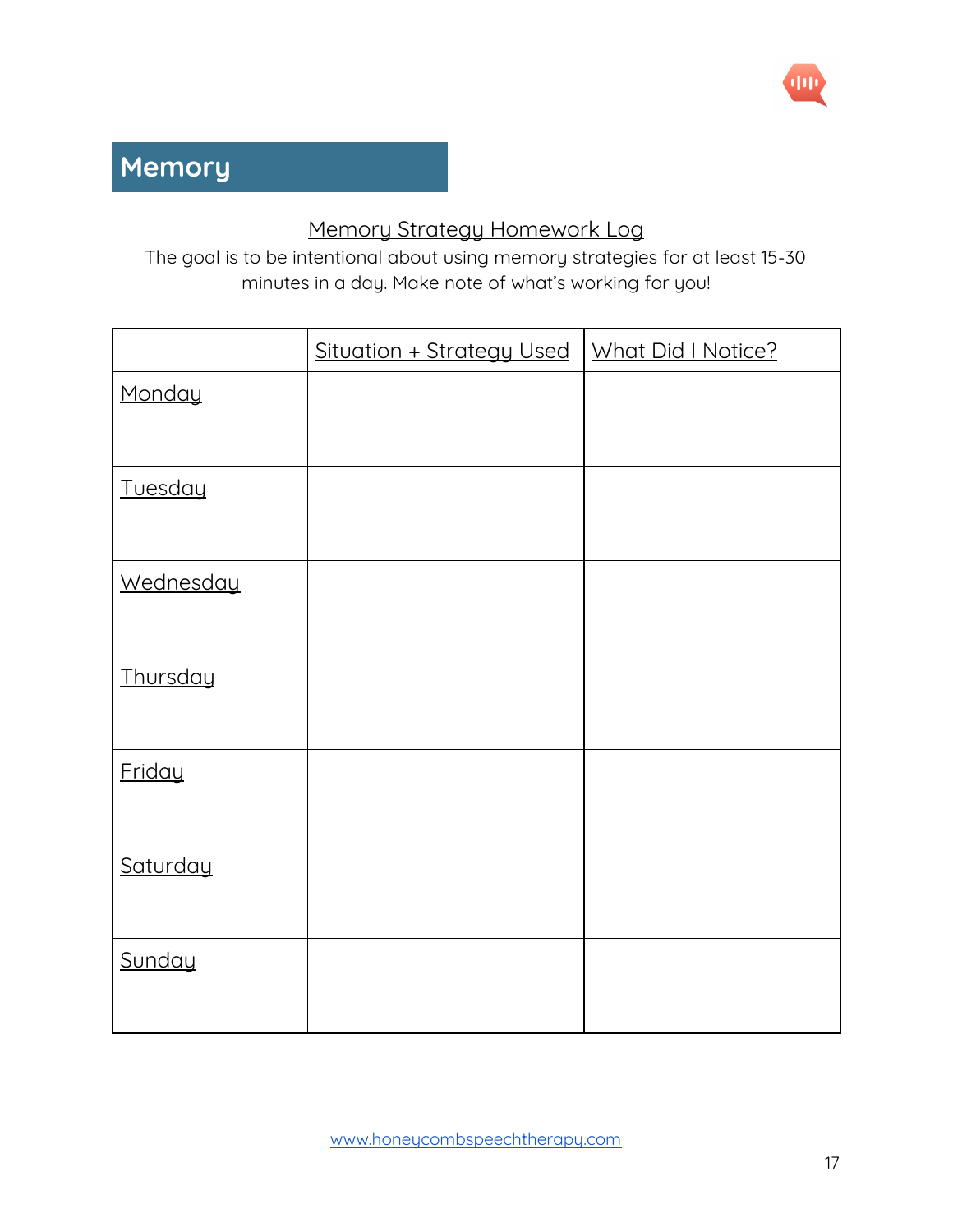# Memory

## Memory Strategy Homework Log

The goal is to be intentional about using memory strategies for at least 15-30 minutes in a day. Make note of what's working for you!

| | Situation + Strategy Used | What Did I Notice? |
|---|---|---|
| Monday | | |
| Tuesday | | |
| Wednesday | | |
| Thursday | | |
| Friday | | |
| Saturday | | |
| Sunday | | |

www.honeycombspeechtherapy.com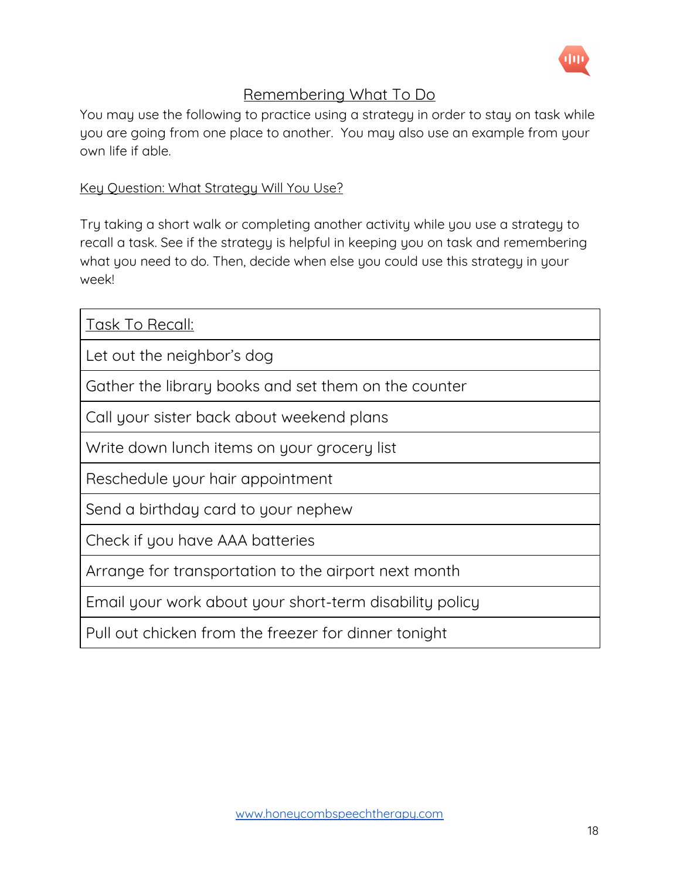# Remembering What To Do

You may use the following to practice using a strategy in order to stay on task while you are going from one place to another. You may also use an example from your own life if able.

## Key Question: What Strategy Will You Use?

Try taking a short walk or completing another activity while you use a strategy to recall a task. See if the strategy is helpful in keeping you on task and remembering what you need to do. Then, decide when else you could use this strategy in your week!

| Task To Recall: |
| --- |
| Let out the neighbor's dog |
| Gather the library books and set them on the counter |
| Call your sister back about weekend plans |
| Write down lunch items on your grocery list |
| Reschedule your hair appointment |
| Send a birthday card to your nephew |
| Check if you have AAA batteries |
| Arrange for transportation to the airport next month |
| Email your work about your short-term disability policy |
| Pull out chicken from the freezer for dinner tonight |

www.honeycombspeechtherapy.com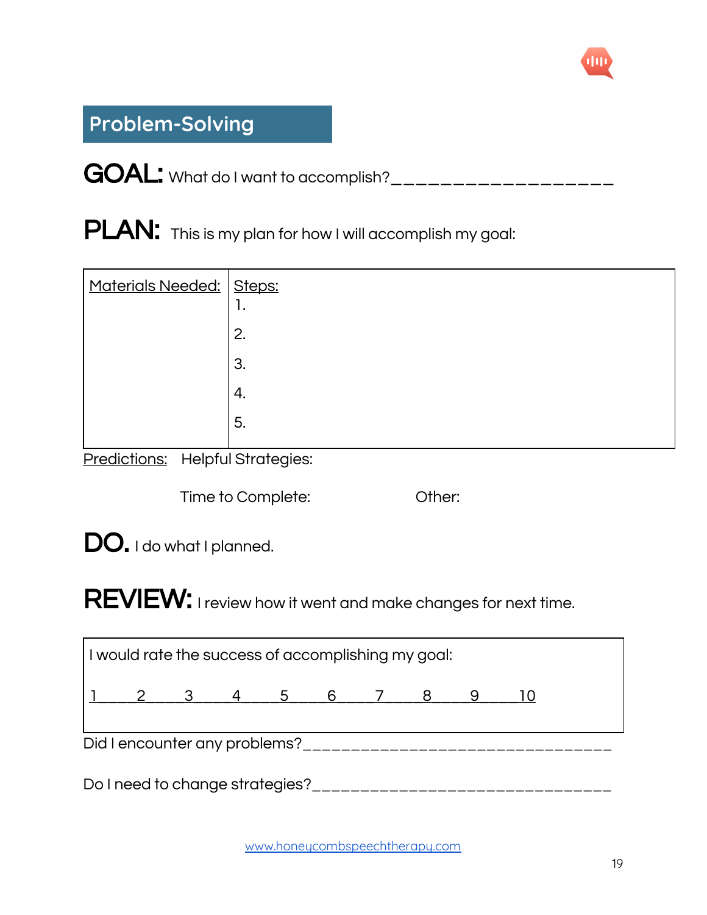## Problem-Solving

**GOAL:** What do I want to accomplish?____________________

**PLAN:** This is my plan for how I will accomplish my goal:

| Materials Needed: | Steps: |
|---|---|
| | 1.<br>2.<br>3.<br>4.<br>5. |

Predictions: Helpful Strategies:

Time to Complete: Other:

**DO.** I do what I planned.

**REVIEW:** I review how it went and make changes for next time.

| I would rate the success of accomplishing my goal:<br><br>1____2____3____4____5____6____7____8____9____10 |
|---|

Did I encounter any problems?_________________________________

Do I need to change strategies?_______________________________

www.honeycombspeechtherapy.com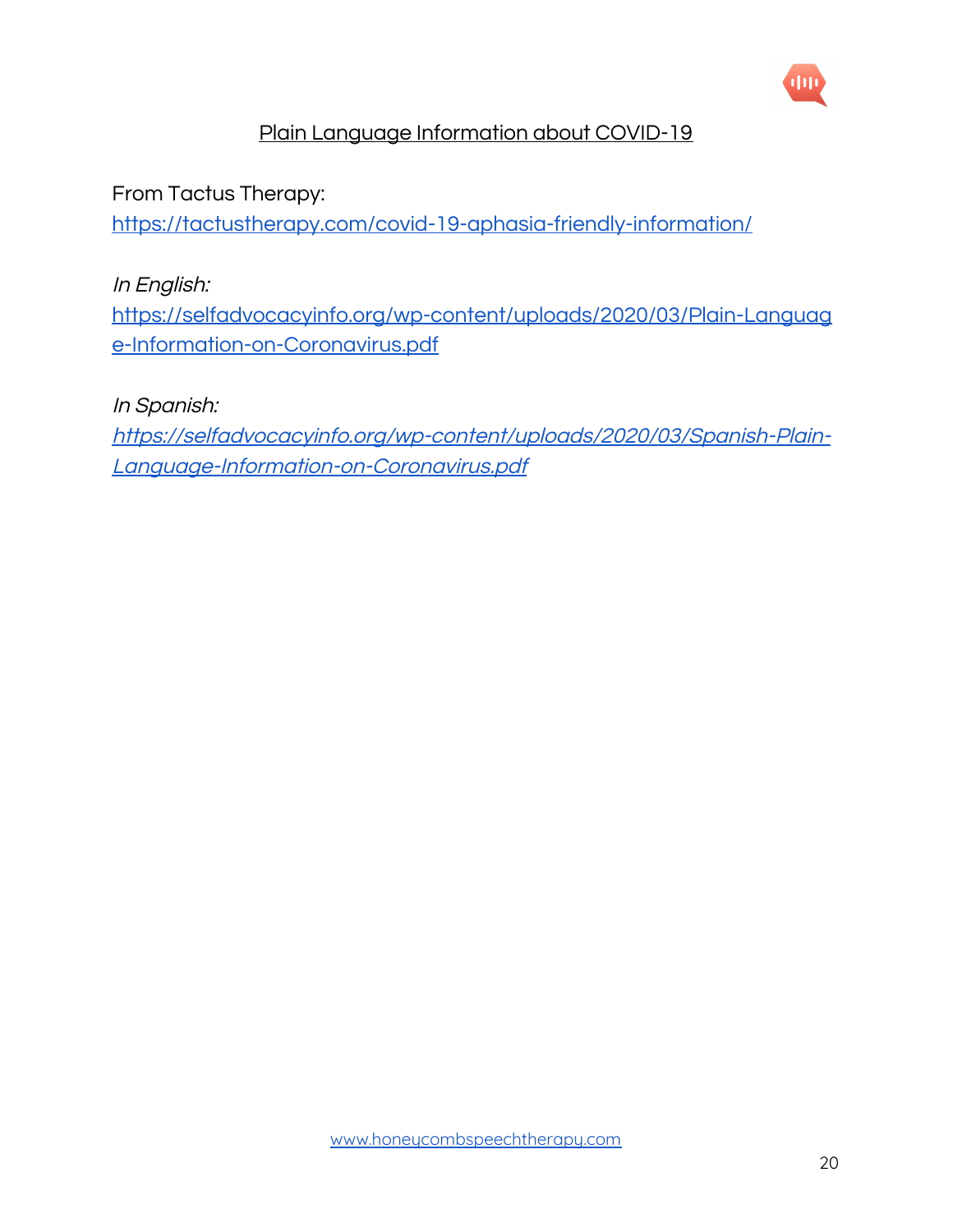## Plain Language Information about COVID-19

From Tactus Therapy:
https://tactustherapy.com/covid-19-aphasia-friendly-information/

*In English:*
https://selfadvocacyinfo.org/wp-content/uploads/2020/03/Plain-Language-Information-on-Coronavirus.pdf

*In Spanish:*
*https://selfadvocacyinfo.org/wp-content/uploads/2020/03/Spanish-Plain-Language-Information-on-Coronavirus.pdf*